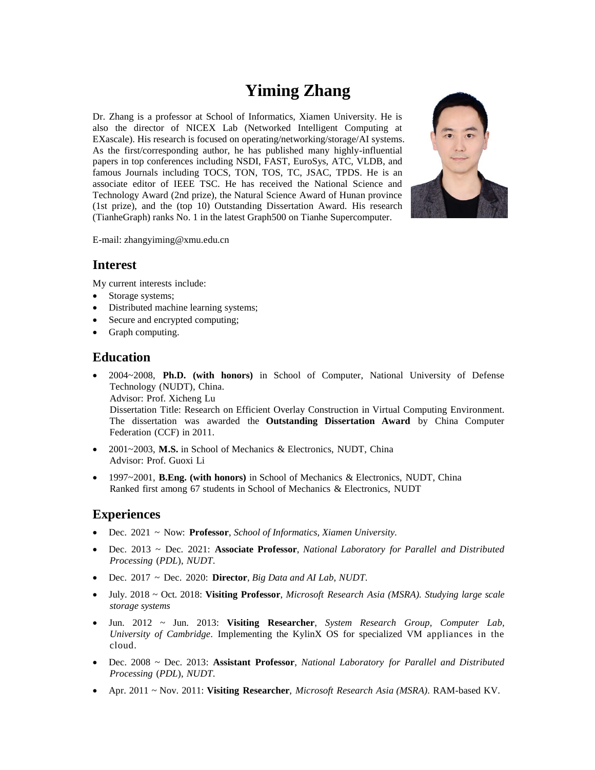# Yiming Zhang

Dr. Zhang is a professor at School of Informatics, Xiamen University. He is also the director of NICEX Lab (Networked Intelligent Computing at EXascale). His research is focused on operating/networking/storage/AI systems. As the first/corresponding author, he has published many highly-influential papers in top conferences including NSDI, FAST, EuroSys, ATC, VLDB, and famous Journals including TOCS, TON, TOS, TC, JSAC, TPDS. He is an associate editor of IEEE TSC. He has received the National Science and Technology Award (2nd prize), the Natural Science Award of Hunan province (1st prize), and the (top 10) Outstanding Dissertation Award. His research (TianheGraph) ranks No. 1 in the latest Graph500 on Tianhe Supercomputer.

E-mail: zhangyiming@xmu.edu.cn

## Interest

My current interests include:

- Storage systems;
- Distributed machine learning systems;
- Secure and encrypted computing;
- Graph computing.

## Education

- 2004~2008, **Ph.D. (with honors)** in School of Computer, National University of Defense Technology (NUDT), China.
  Advisor: Prof. Xicheng Lu
  Dissertation Title: Research on Efficient Overlay Construction in Virtual Computing Environment. The dissertation was awarded the **Outstanding Dissertation Award** by China Computer Federation (CCF) in 2011.
- 2001~2003, **M.S.** in School of Mechanics & Electronics, NUDT, China
  Advisor: Prof. Guoxi Li
- 1997~2001, **B.Eng. (with honors)** in School of Mechanics & Electronics, NUDT, China
  Ranked first among 67 students in School of Mechanics & Electronics, NUDT

## Experiences

- Dec. 2021 ~ Now: **Professor**, *School of Informatics, Xiamen University.*
- Dec. 2013 ~ Dec. 2021: **Associate Professor**, *National Laboratory for Parallel and Distributed Processing* (*PDL*), *NUDT*.
- Dec. 2017 ~ Dec. 2020: **Director**, *Big Data and AI Lab, NUDT.*
- July. 2018 ~ Oct. 2018: **Visiting Professor**, *Microsoft Research Asia (MSRA). Studying large scale storage systems*
- Jun. 2012 ~ Jun. 2013: **Visiting Researcher**, *System Research Group, Computer Lab, University of Cambridge*. Implementing the KylinX OS for specialized VM appliances in the cloud.
- Dec. 2008 ~ Dec. 2013: **Assistant Professor**, *National Laboratory for Parallel and Distributed Processing* (*PDL*), *NUDT*.
- Apr. 2011 ~ Nov. 2011: **Visiting Researcher**, *Microsoft Research Asia (MSRA)*. RAM-based KV.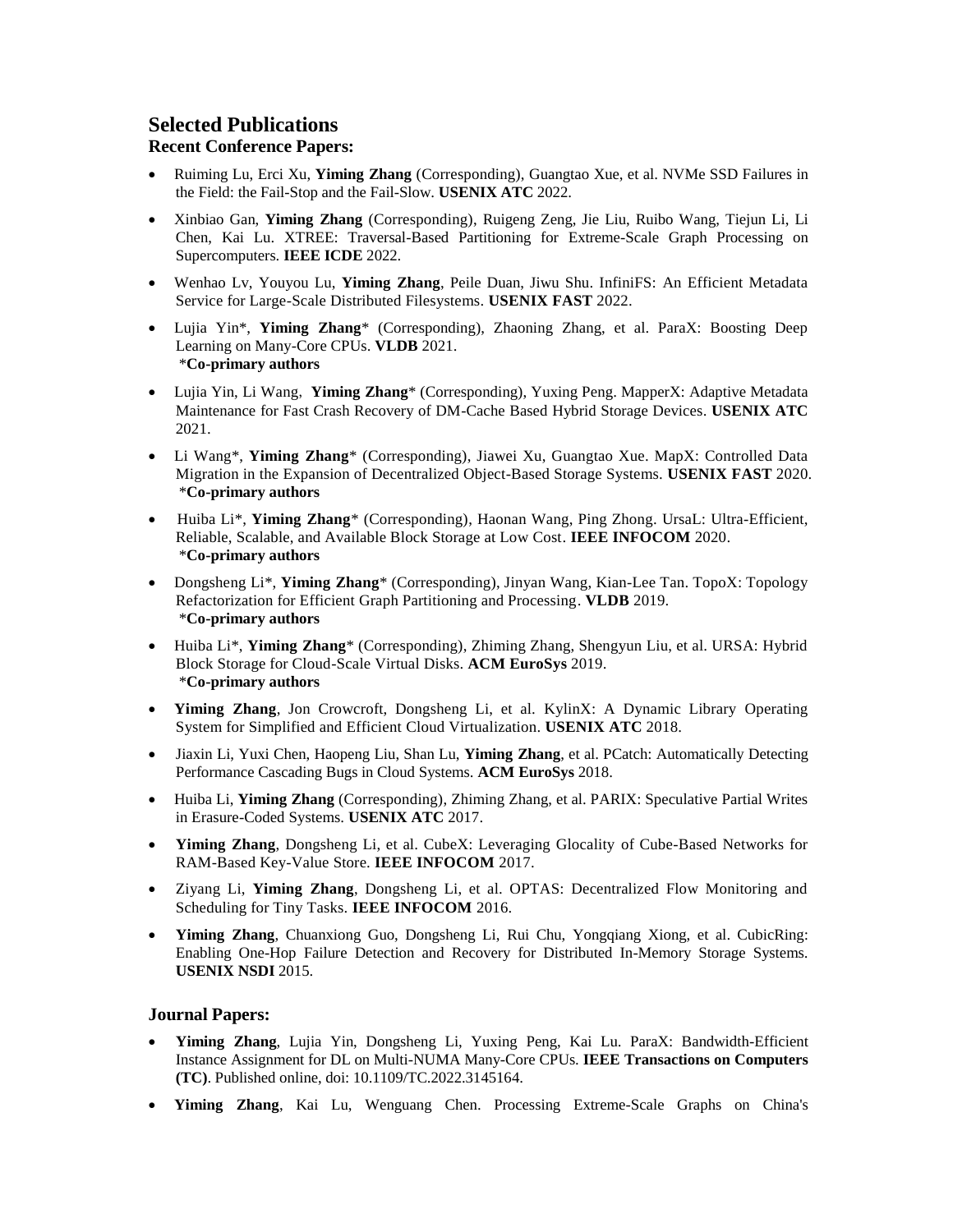# Selected Publications

### Recent Conference Papers:

- Ruiming Lu, Erci Xu, **Yiming Zhang** (Corresponding), Guangtao Xue, et al. NVMe SSD Failures in the Field: the Fail-Stop and the Fail-Slow. **USENIX ATC** 2022.
- Xinbiao Gan, **Yiming Zhang** (Corresponding), Ruigeng Zeng, Jie Liu, Ruibo Wang, Tiejun Li, Li Chen, Kai Lu. XTREE: Traversal-Based Partitioning for Extreme-Scale Graph Processing on Supercomputers. **IEEE ICDE** 2022.
- Wenhao Lv, Youyou Lu, **Yiming Zhang**, Peile Duan, Jiwu Shu. InfiniFS: An Efficient Metadata Service for Large-Scale Distributed Filesystems. **USENIX FAST** 2022.
- Lujia Yin*, **Yiming Zhang*** (Corresponding), Zhaoning Zhang, et al. ParaX: Boosting Deep Learning on Many-Core CPUs. **VLDB** 2021.
  ***Co-primary authors**
- Lujia Yin, Li Wang, **Yiming Zhang*** (Corresponding), Yuxing Peng. MapperX: Adaptive Metadata Maintenance for Fast Crash Recovery of DM-Cache Based Hybrid Storage Devices. **USENIX ATC** 2021.
- Li Wang*, **Yiming Zhang*** (Corresponding), Jiawei Xu, Guangtao Xue. MapX: Controlled Data Migration in the Expansion of Decentralized Object-Based Storage Systems. **USENIX FAST** 2020.
  ***Co-primary authors**
- Huiba Li*, **Yiming Zhang*** (Corresponding), Haonan Wang, Ping Zhong. UrsaL: Ultra-Efficient, Reliable, Scalable, and Available Block Storage at Low Cost. **IEEE INFOCOM** 2020.
  ***Co-primary authors**
- Dongsheng Li*, **Yiming Zhang*** (Corresponding), Jinyan Wang, Kian-Lee Tan. TopoX: Topology Refactorization for Efficient Graph Partitioning and Processing. **VLDB** 2019.
  ***Co-primary authors**
- Huiba Li*, **Yiming Zhang*** (Corresponding), Zhiming Zhang, Shengyun Liu, et al. URSA: Hybrid Block Storage for Cloud-Scale Virtual Disks. **ACM EuroSys** 2019.
  ***Co-primary authors**
- **Yiming Zhang**, Jon Crowcroft, Dongsheng Li, et al. KylinX: A Dynamic Library Operating System for Simplified and Efficient Cloud Virtualization. **USENIX ATC** 2018.
- Jiaxin Li, Yuxi Chen, Haopeng Liu, Shan Lu, **Yiming Zhang**, et al. PCatch: Automatically Detecting Performance Cascading Bugs in Cloud Systems. **ACM EuroSys** 2018.
- Huiba Li, **Yiming Zhang** (Corresponding), Zhiming Zhang, et al. PARIX: Speculative Partial Writes in Erasure-Coded Systems. **USENIX ATC** 2017.
- **Yiming Zhang**, Dongsheng Li, et al. CubeX: Leveraging Glocality of Cube-Based Networks for RAM-Based Key-Value Store. **IEEE INFOCOM** 2017.
- Ziyang Li, **Yiming Zhang**, Dongsheng Li, et al. OPTAS: Decentralized Flow Monitoring and Scheduling for Tiny Tasks. **IEEE INFOCOM** 2016.
- **Yiming Zhang**, Chuanxiong Guo, Dongsheng Li, Rui Chu, Yongqiang Xiong, et al. CubicRing: Enabling One-Hop Failure Detection and Recovery for Distributed In-Memory Storage Systems. **USENIX NSDI** 2015.

### Journal Papers:

- **Yiming Zhang**, Lujia Yin, Dongsheng Li, Yuxing Peng, Kai Lu. ParaX: Bandwidth-Efficient Instance Assignment for DL on Multi-NUMA Many-Core CPUs. **IEEE Transactions on Computers (TC)**. Published online, doi: 10.1109/TC.2022.3145164.
- **Yiming Zhang**, Kai Lu, Wenguang Chen. Processing Extreme-Scale Graphs on China's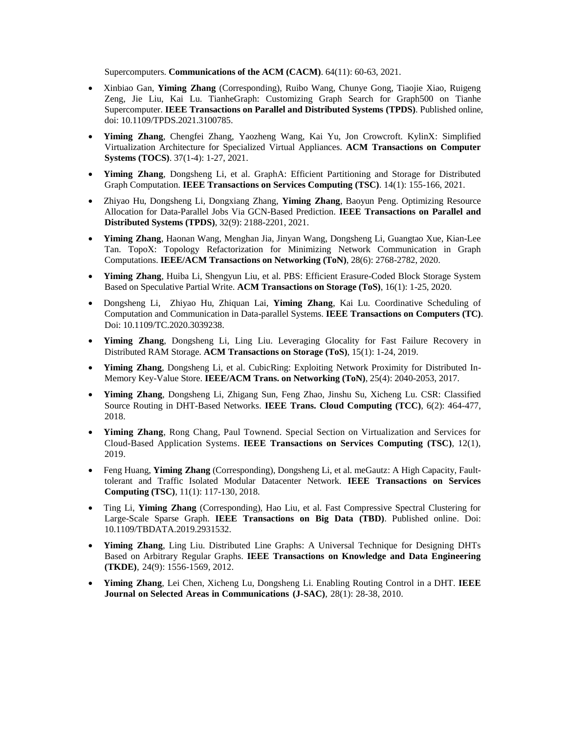Supercomputers. **Communications of the ACM (CACM)**. 64(11): 60-63, 2021.

- Xinbiao Gan, **Yiming Zhang** (Corresponding), Ruibo Wang, Chunye Gong, Tiaojie Xiao, Ruigeng Zeng, Jie Liu, Kai Lu. TianheGraph: Customizing Graph Search for Graph500 on Tianhe Supercomputer. **IEEE Transactions on Parallel and Distributed Systems (TPDS)**. Published online, doi: 10.1109/TPDS.2021.3100785.
- **Yiming Zhang**, Chengfei Zhang, Yaozheng Wang, Kai Yu, Jon Crowcroft. KylinX: Simplified Virtualization Architecture for Specialized Virtual Appliances. **ACM Transactions on Computer Systems (TOCS)**. 37(1-4): 1-27, 2021.
- **Yiming Zhang**, Dongsheng Li, et al. GraphA: Efficient Partitioning and Storage for Distributed Graph Computation. **IEEE Transactions on Services Computing (TSC)**. 14(1): 155-166, 2021.
- Zhiyao Hu, Dongsheng Li, Dongxiang Zhang, **Yiming Zhang**, Baoyun Peng. Optimizing Resource Allocation for Data-Parallel Jobs Via GCN-Based Prediction. **IEEE Transactions on Parallel and Distributed Systems (TPDS)**, 32(9): 2188-2201, 2021.
- **Yiming Zhang**, Haonan Wang, Menghan Jia, Jinyan Wang, Dongsheng Li, Guangtao Xue, Kian-Lee Tan. TopoX: Topology Refactorization for Minimizing Network Communication in Graph Computations. **IEEE/ACM Transactions on Networking (ToN)**, 28(6): 2768-2782, 2020.
- **Yiming Zhang**, Huiba Li, Shengyun Liu, et al. PBS: Efficient Erasure-Coded Block Storage System Based on Speculative Partial Write. **ACM Transactions on Storage (ToS)**, 16(1): 1-25, 2020.
- Dongsheng Li, Zhiyao Hu, Zhiquan Lai, **Yiming Zhang**, Kai Lu. Coordinative Scheduling of Computation and Communication in Data-parallel Systems. **IEEE Transactions on Computers (TC)**. Doi: 10.1109/TC.2020.3039238.
- **Yiming Zhang**, Dongsheng Li, Ling Liu. Leveraging Glocality for Fast Failure Recovery in Distributed RAM Storage. **ACM Transactions on Storage (ToS)**, 15(1): 1-24, 2019.
- **Yiming Zhang**, Dongsheng Li, et al. CubicRing: Exploiting Network Proximity for Distributed In-Memory Key-Value Store. **IEEE/ACM Trans. on Networking (ToN)**, 25(4): 2040-2053, 2017.
- **Yiming Zhang**, Dongsheng Li, Zhigang Sun, Feng Zhao, Jinshu Su, Xicheng Lu. CSR: Classified Source Routing in DHT-Based Networks. **IEEE Trans. Cloud Computing (TCC)**, 6(2): 464-477, 2018.
- **Yiming Zhang**, Rong Chang, Paul Townend. Special Section on Virtualization and Services for Cloud-Based Application Systems. **IEEE Transactions on Services Computing (TSC)**, 12(1), 2019.
- Feng Huang, **Yiming Zhang** (Corresponding), Dongsheng Li, et al. meGautz: A High Capacity, Fault-tolerant and Traffic Isolated Modular Datacenter Network. **IEEE Transactions on Services Computing (TSC)**, 11(1): 117-130, 2018.
- Ting Li, **Yiming Zhang** (Corresponding), Hao Liu, et al. Fast Compressive Spectral Clustering for Large-Scale Sparse Graph. **IEEE Transactions on Big Data (TBD)**. Published online. Doi: 10.1109/TBDATA.2019.2931532.
- **Yiming Zhang**, Ling Liu. Distributed Line Graphs: A Universal Technique for Designing DHTs Based on Arbitrary Regular Graphs. **IEEE Transactions on Knowledge and Data Engineering (TKDE)**, 24(9): 1556-1569, 2012.
- **Yiming Zhang**, Lei Chen, Xicheng Lu, Dongsheng Li. Enabling Routing Control in a DHT. **IEEE Journal on Selected Areas in Communications (J-SAC)**, 28(1): 28-38, 2010.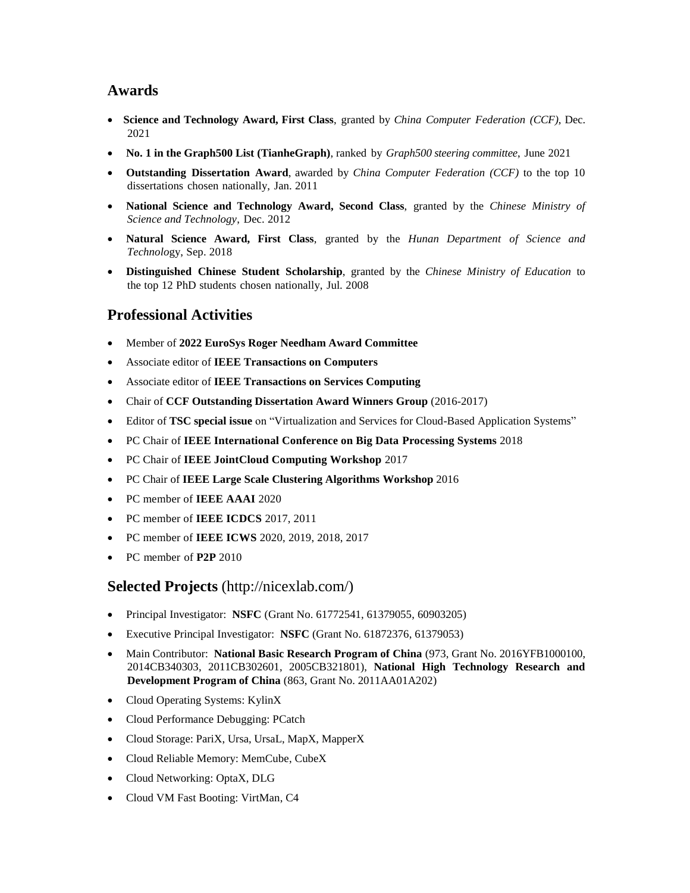## Awards

- **Science and Technology Award, First Class**, granted by *China Computer Federation (CCF)*, Dec. 2021
- **No. 1 in the Graph500 List (TianheGraph)**, ranked by *Graph500 steering committee*, June 2021
- **Outstanding Dissertation Award**, awarded by *China Computer Federation (CCF)* to the top 10 dissertations chosen nationally, Jan. 2011
- **National Science and Technology Award, Second Class**, granted by the *Chinese Ministry of Science and Technology*, Dec. 2012
- **Natural Science Award, First Class**, granted by the *Hunan Department of Science and Technolo*gy, Sep. 2018
- **Distinguished Chinese Student Scholarship**, granted by the *Chinese Ministry of Education* to the top 12 PhD students chosen nationally, Jul. 2008

## Professional Activities

- Member of **2022 EuroSys Roger Needham Award Committee**
- Associate editor of **IEEE Transactions on Computers**
- Associate editor of **IEEE Transactions on Services Computing**
- Chair of **CCF Outstanding Dissertation Award Winners Group** (2016-2017)
- Editor of **TSC special issue** on "Virtualization and Services for Cloud-Based Application Systems"
- PC Chair of **IEEE International Conference on Big Data Processing Systems** 2018
- PC Chair of **IEEE JointCloud Computing Workshop** 2017
- PC Chair of **IEEE Large Scale Clustering Algorithms Workshop** 2016
- PC member of **IEEE AAAI** 2020
- PC member of **IEEE ICDCS** 2017, 2011
- PC member of **IEEE ICWS** 2020, 2019, 2018, 2017
- PC member of **P2P** 2010

## Selected Projects (http://nicexlab.com/)

- Principal Investigator: **NSFC** (Grant No. 61772541, 61379055, 60903205)
- Executive Principal Investigator: **NSFC** (Grant No. 61872376, 61379053)
- Main Contributor: **National Basic Research Program of China** (973, Grant No. 2016YFB1000100, 2014CB340303, 2011CB302601, 2005CB321801), **National High Technology Research and Development Program of China** (863, Grant No. 2011AA01A202)
- Cloud Operating Systems: KylinX
- Cloud Performance Debugging: PCatch
- Cloud Storage: PariX, Ursa, UrsaL, MapX, MapperX
- Cloud Reliable Memory: MemCube, CubeX
- Cloud Networking: OptaX, DLG
- Cloud VM Fast Booting: VirtMan, C4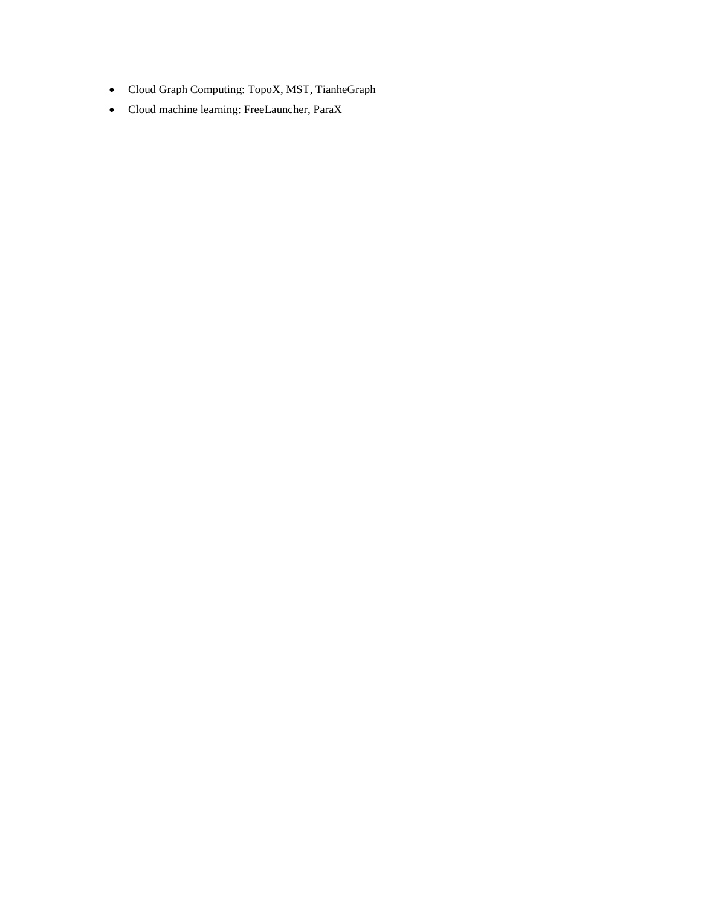- Cloud Graph Computing: TopoX, MST, TianheGraph
- Cloud machine learning: FreeLauncher, ParaX